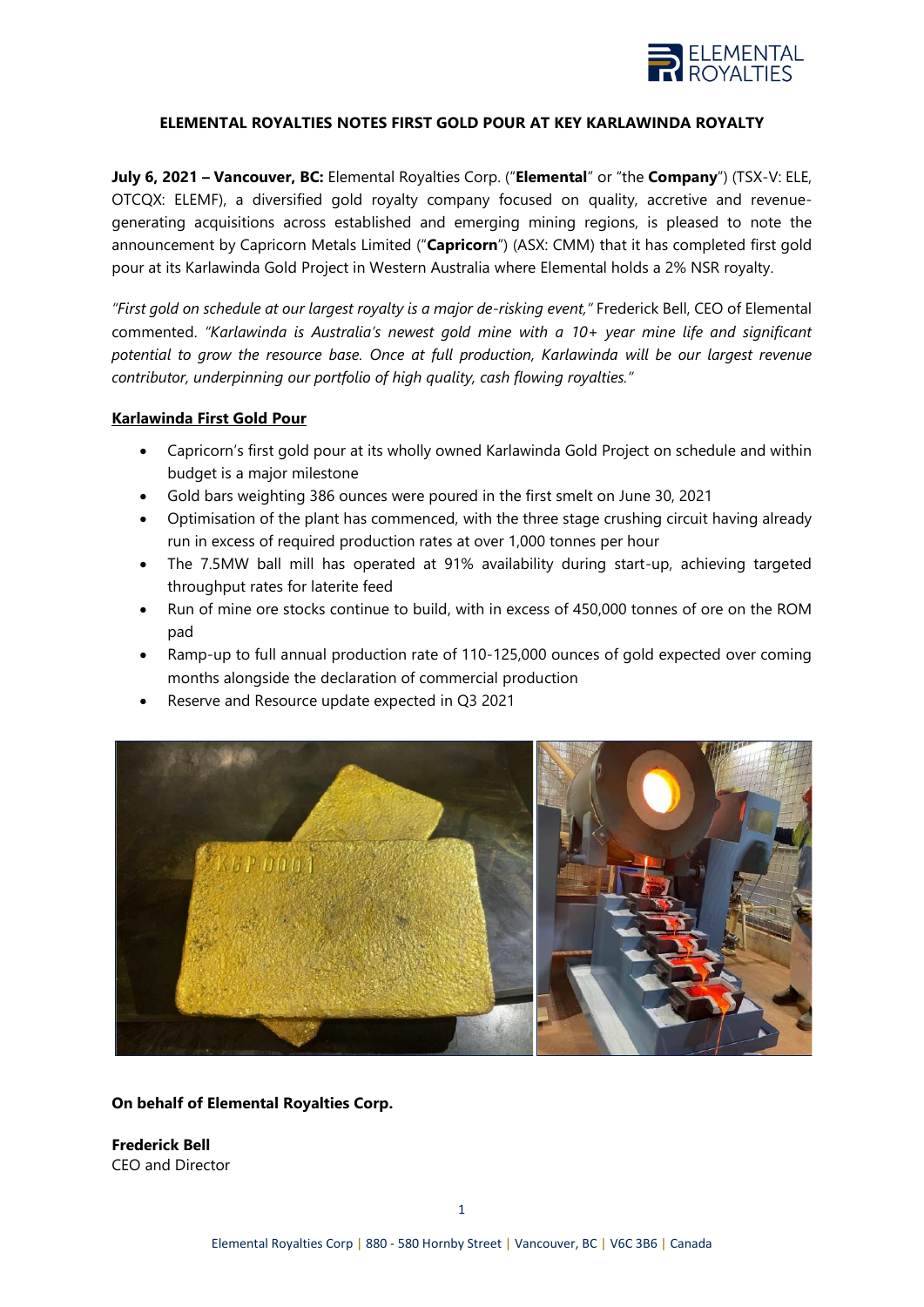**ELEMENTAL ROYALTIES NOTES FIRST GOLD POUR AT KEY KARLAWINDA ROYALTY**

**July 6, 2021 – Vancouver, BC:** Elemental Royalties Corp. ("**Elemental**" or "the **Company**") (TSX-V: ELE, OTCQX: ELEMF), a diversified gold royalty company focused on quality, accretive and revenue-generating acquisitions across established and emerging mining regions, is pleased to note the announcement by Capricorn Metals Limited ("**Capricorn**") (ASX: CMM) that it has completed first gold pour at its Karlawinda Gold Project in Western Australia where Elemental holds a 2% NSR royalty.

*"First gold on schedule at our largest royalty is a major de-risking event,"* Frederick Bell, CEO of Elemental commented. *"Karlawinda is Australia's newest gold mine with a 10+ year mine life and significant potential to grow the resource base. Once at full production, Karlawinda will be our largest revenue contributor, underpinning our portfolio of high quality, cash flowing royalties."*

**Karlawinda First Gold Pour**

- Capricorn's first gold pour at its wholly owned Karlawinda Gold Project on schedule and within budget is a major milestone
- Gold bars weighting 386 ounces were poured in the first smelt on June 30, 2021
- Optimisation of the plant has commenced, with the three stage crushing circuit having already run in excess of required production rates at over 1,000 tonnes per hour
- The 7.5MW ball mill has operated at 91% availability during start-up, achieving targeted throughput rates for laterite feed
- Run of mine ore stocks continue to build, with in excess of 450,000 tonnes of ore on the ROM pad
- Ramp-up to full annual production rate of 110-125,000 ounces of gold expected over coming months alongside the declaration of commercial production
- Reserve and Resource update expected in Q3 2021

**On behalf of Elemental Royalties Corp.**

**Frederick Bell**
CEO and Director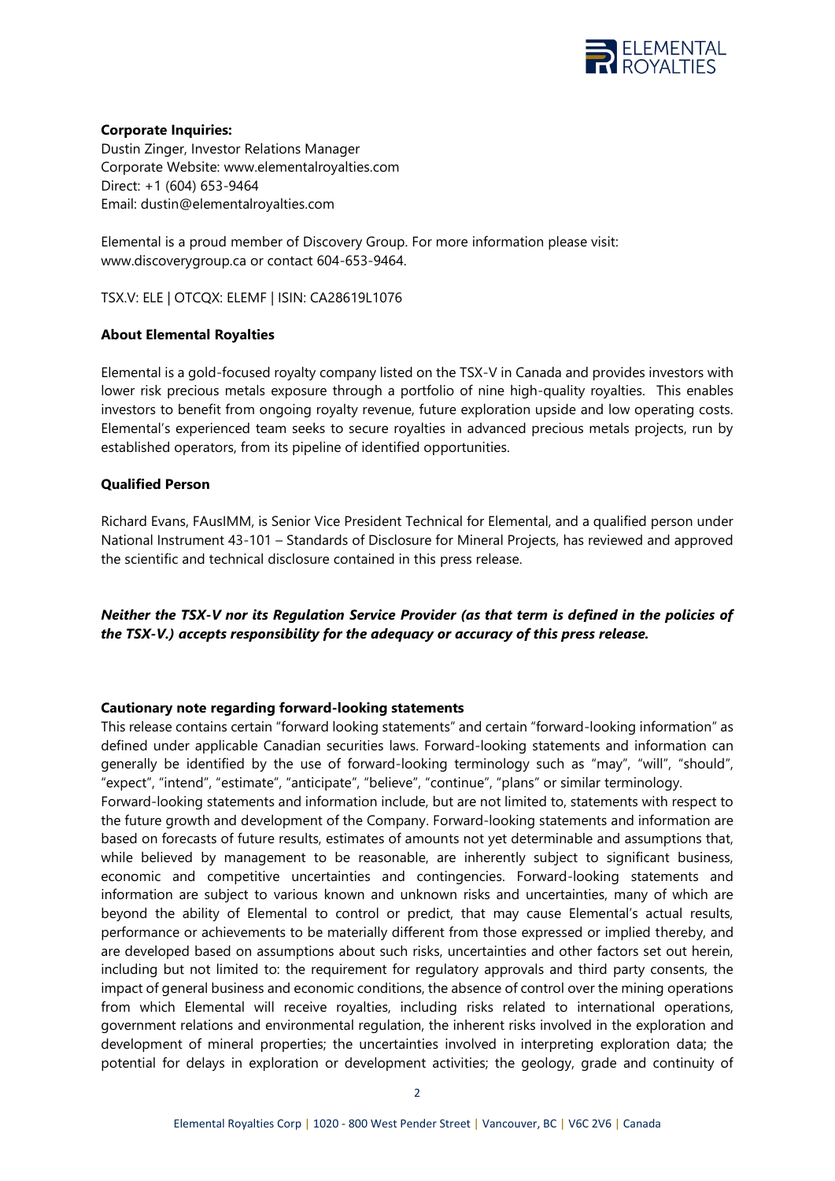**Corporate Inquiries:**
Dustin Zinger, Investor Relations Manager
Corporate Website: www.elementalroyalties.com
Direct: +1 (604) 653-9464
Email: dustin@elementalroyalties.com

Elemental is a proud member of Discovery Group. For more information please visit: www.discoverygroup.ca or contact 604-653-9464.

TSX.V: ELE | OTCQX: ELEMF | ISIN: CA28619L1076

**About Elemental Royalties**

Elemental is a gold-focused royalty company listed on the TSX-V in Canada and provides investors with lower risk precious metals exposure through a portfolio of nine high-quality royalties. This enables investors to benefit from ongoing royalty revenue, future exploration upside and low operating costs. Elemental's experienced team seeks to secure royalties in advanced precious metals projects, run by established operators, from its pipeline of identified opportunities.

**Qualified Person**

Richard Evans, FAusIMM, is Senior Vice President Technical for Elemental, and a qualified person under National Instrument 43-101 – Standards of Disclosure for Mineral Projects, has reviewed and approved the scientific and technical disclosure contained in this press release.

***Neither the TSX-V nor its Regulation Service Provider (as that term is defined in the policies of the TSX-V.) accepts responsibility for the adequacy or accuracy of this press release.***

**Cautionary note regarding forward-looking statements**

This release contains certain "forward looking statements" and certain "forward-looking information" as defined under applicable Canadian securities laws. Forward-looking statements and information can generally be identified by the use of forward-looking terminology such as "may", "will", "should", "expect", "intend", "estimate", "anticipate", "believe", "continue", "plans" or similar terminology.

Forward-looking statements and information include, but are not limited to, statements with respect to the future growth and development of the Company. Forward-looking statements and information are based on forecasts of future results, estimates of amounts not yet determinable and assumptions that, while believed by management to be reasonable, are inherently subject to significant business, economic and competitive uncertainties and contingencies. Forward-looking statements and information are subject to various known and unknown risks and uncertainties, many of which are beyond the ability of Elemental to control or predict, that may cause Elemental's actual results, performance or achievements to be materially different from those expressed or implied thereby, and are developed based on assumptions about such risks, uncertainties and other factors set out herein, including but not limited to: the requirement for regulatory approvals and third party consents, the impact of general business and economic conditions, the absence of control over the mining operations from which Elemental will receive royalties, including risks related to international operations, government relations and environmental regulation, the inherent risks involved in the exploration and development of mineral properties; the uncertainties involved in interpreting exploration data; the potential for delays in exploration or development activities; the geology, grade and continuity of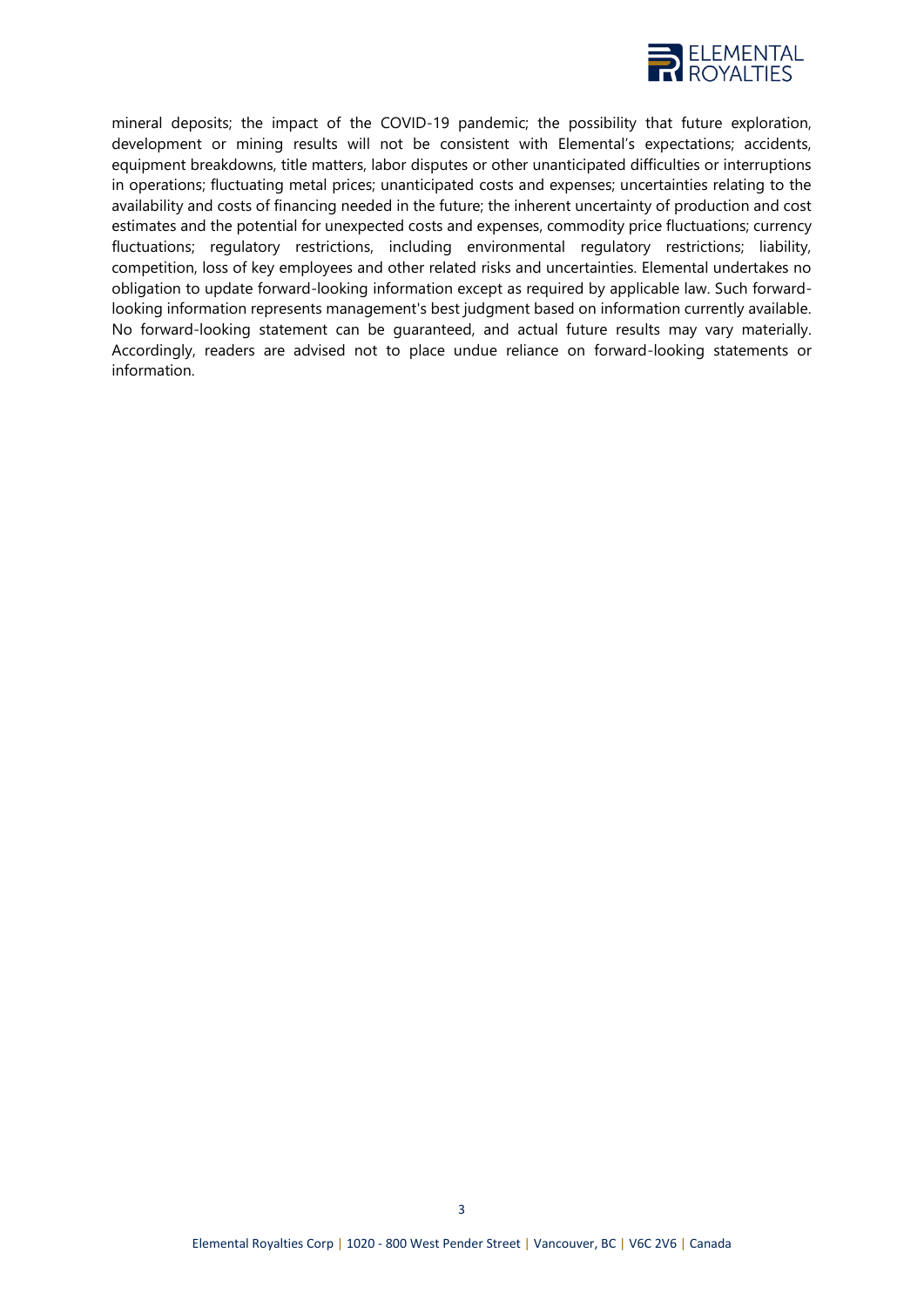mineral deposits; the impact of the COVID-19 pandemic; the possibility that future exploration, development or mining results will not be consistent with Elemental's expectations; accidents, equipment breakdowns, title matters, labor disputes or other unanticipated difficulties or interruptions in operations; fluctuating metal prices; unanticipated costs and expenses; uncertainties relating to the availability and costs of financing needed in the future; the inherent uncertainty of production and cost estimates and the potential for unexpected costs and expenses, commodity price fluctuations; currency fluctuations; regulatory restrictions, including environmental regulatory restrictions; liability, competition, loss of key employees and other related risks and uncertainties. Elemental undertakes no obligation to update forward-looking information except as required by applicable law. Such forward-looking information represents management's best judgment based on information currently available. No forward-looking statement can be guaranteed, and actual future results may vary materially. Accordingly, readers are advised not to place undue reliance on forward-looking statements or information.